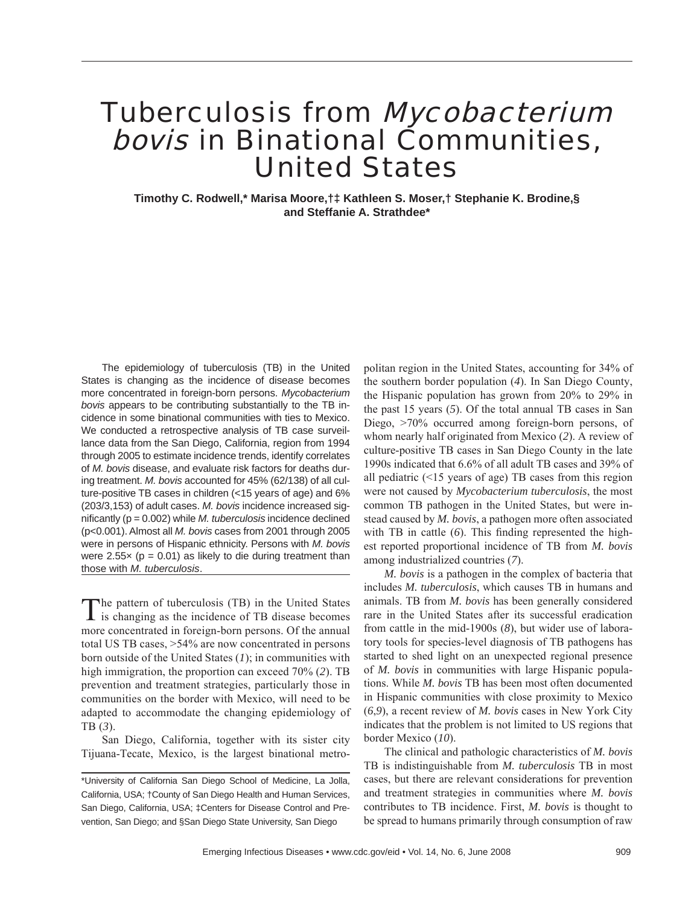# Tuberculosis from *Mycobacterium bovis* in Binational Communities, United States

**Timothy C. Rodwell,\* Marisa Moore,†‡ Kathleen S. Moser,† Stephanie K. Brodine,§ and Steffanie A. Strathdee\***

The epidemiology of tuberculosis (TB) in the United States is changing as the incidence of disease becomes more concentrated in foreign-born persons. *Mycobacterium bovis* appears to be contributing substantially to the TB incidence in some binational communities with ties to Mexico. We conducted a retrospective analysis of TB case surveillance data from the San Diego, California, region from 1994 through 2005 to estimate incidence trends, identify correlates of *M. bovis* disease, and evaluate risk factors for deaths during treatment. *M. bovis* accounted for 45% (62/138) of all culture-positive TB cases in children (<15 years of age) and 6% (203/3,153) of adult cases. *M. bovis* incidence increased significantly (p = 0.002) while *M. tuberculosis* incidence declined (p<0.001). Almost all *M. bovis* cases from 2001 through 2005 were in persons of Hispanic ethnicity. Persons with *M. bovis* were 2.55× (p = 0.01) as likely to die during treatment than those with *M. tuberculosis*.

The pattern of tuberculosis (TB) in the United States is changing as the incidence of TB disease becomes more concentrated in foreign-born persons. Of the annual total US TB cases, >54% are now concentrated in persons born outside of the United States (*1*); in communities with high immigration, the proportion can exceed 70% (*2*). TB prevention and treatment strategies, particularly those in communities on the border with Mexico, will need to be adapted to accommodate the changing epidemiology of TB (*3*).

San Diego, California, together with its sister city Tijuana-Tecate, Mexico, is the largest binational metropolitan region in the United States, accounting for 34% of the southern border population (*4*). In San Diego County, the Hispanic population has grown from 20% to 29% in the past 15 years (*5*). Of the total annual TB cases in San Diego, >70% occurred among foreign-born persons, of whom nearly half originated from Mexico (*2*). A review of culture-positive TB cases in San Diego County in the late 1990s indicated that 6.6% of all adult TB cases and 39% of all pediatric (<15 years of age) TB cases from this region were not caused by *Mycobacterium tuberculosis*, the most common TB pathogen in the United States, but were instead caused by *M. bovis*, a pathogen more often associated with TB in cattle (*6*). This finding represented the highest reported proportional incidence of TB from *M. bovis* among industrialized countries (*7*).

*M. bovis* is a pathogen in the complex of bacteria that includes *M. tuberculosis*, which causes TB in humans and animals. TB from *M. bovis* has been generally considered rare in the United States after its successful eradication from cattle in the mid-1900s (*8*), but wider use of laboratory tools for species-level diagnosis of TB pathogens has started to shed light on an unexpected regional presence of *M. bovis* in communities with large Hispanic populations. While *M. bovis* TB has been most often documented in Hispanic communities with close proximity to Mexico (*6*,*9*), a recent review of *M. bovis* cases in New York City indicates that the problem is not limited to US regions that border Mexico (*10*).

The clinical and pathologic characteristics of *M. bovis* TB is indistinguishable from *M. tuberculosis* TB in most cases, but there are relevant considerations for prevention and treatment strategies in communities where *M. bovis* contributes to TB incidence. First, *M. bovis* is thought to be spread to humans primarily through consumption of raw

\*University of California San Diego School of Medicine, La Jolla, California, USA; †County of San Diego Health and Human Services, San Diego, California, USA; ‡Centers for Disease Control and Prevention, San Diego; and §San Diego State University, San Diego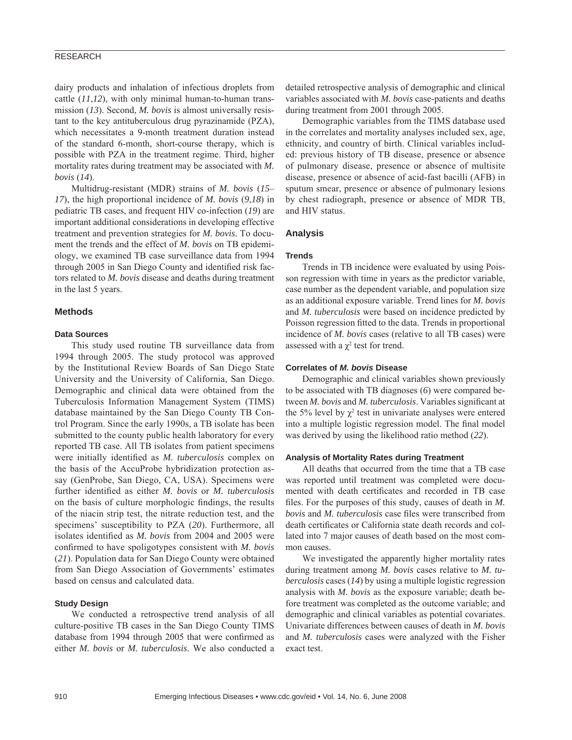dairy products and inhalation of infectious droplets from cattle (*11*,*12*), with only minimal human-to-human transmission (*13*). Second, *M. bovis* is almost universally resistant to the key antituberculous drug pyrazinamide (PZA), which necessitates a 9-month treatment duration instead of the standard 6-month, short-course therapy, which is possible with PZA in the treatment regime. Third, higher mortality rates during treatment may be associated with *M. bovis* (*14*).

Multidrug-resistant (MDR) strains of *M. bovis* (*15*–*17*), the high proportional incidence of *M. bovis* (*9*,*18*) in pediatric TB cases, and frequent HIV co-infection (*19*) are important additional considerations in developing effective treatment and prevention strategies for *M. bovis*. To document the trends and the effect of *M. bovis* on TB epidemiology, we examined TB case surveillance data from 1994 through 2005 in San Diego County and identified risk factors related to *M. bovis* disease and deaths during treatment in the last 5 years.

## Methods

### Data Sources

This study used routine TB surveillance data from 1994 through 2005. The study protocol was approved by the Institutional Review Boards of San Diego State University and the University of California, San Diego. Demographic and clinical data were obtained from the Tuberculosis Information Management System (TIMS) database maintained by the San Diego County TB Control Program. Since the early 1990s, a TB isolate has been submitted to the county public health laboratory for every reported TB case. All TB isolates from patient specimens were initially identified as *M. tuberculosis* complex on the basis of the AccuProbe hybridization protection assay (GenProbe, San Diego, CA, USA). Specimens were further identified as either *M. bovis* or *M. tuberculosis* on the basis of culture morphologic findings, the results of the niacin strip test, the nitrate reduction test, and the specimens' susceptibility to PZA (*20*). Furthermore, all isolates identified as *M. bovis* from 2004 and 2005 were confirmed to have spoligotypes consistent with *M. bovis* (*21*). Population data for San Diego County were obtained from San Diego Association of Governments' estimates based on census and calculated data.

### Study Design

We conducted a retrospective trend analysis of all culture-positive TB cases in the San Diego County TIMS database from 1994 through 2005 that were confirmed as either *M. bovis* or *M. tuberculosis*. We also conducted a detailed retrospective analysis of demographic and clinical variables associated with *M. bovis* case-patients and deaths during treatment from 2001 through 2005.

Demographic variables from the TIMS database used in the correlates and mortality analyses included sex, age, ethnicity, and country of birth. Clinical variables included: previous history of TB disease, presence or absence of pulmonary disease, presence or absence of multisite disease, presence or absence of acid-fast bacilli (AFB) in sputum smear, presence or absence of pulmonary lesions by chest radiograph, presence or absence of MDR TB, and HIV status.

## Analysis

### Trends

Trends in TB incidence were evaluated by using Poisson regression with time in years as the predictor variable, case number as the dependent variable, and population size as an additional exposure variable. Trend lines for *M. bovis* and *M. tuberculosis* were based on incidence predicted by Poisson regression fitted to the data. Trends in proportional incidence of *M. bovis* cases (relative to all TB cases) were assessed with a $\chi^2$ test for trend.

### Correlates of *M. bovis* Disease

Demographic and clinical variables shown previously to be associated with TB diagnoses (*6*) were compared between *M. bovis* and *M. tuberculosis*. Variables significant at the 5% level by $\chi^2$ test in univariate analyses were entered into a multiple logistic regression model. The final model was derived by using the likelihood ratio method (*22*).

### Analysis of Mortality Rates during Treatment

All deaths that occurred from the time that a TB case was reported until treatment was completed were documented with death certificates and recorded in TB case files. For the purposes of this study, causes of death in *M. bovis* and *M. tuberculosis* case files were transcribed from death certificates or California state death records and collated into 7 major causes of death based on the most common causes.

We investigated the apparently higher mortality rates during treatment among *M. bovis* cases relative to *M. tuberculosis* cases (*14*) by using a multiple logistic regression analysis with *M. bovis* as the exposure variable; death before treatment was completed as the outcome variable; and demographic and clinical variables as potential covariates. Univariate differences between causes of death in *M. bovis* and *M. tuberculosis* cases were analyzed with the Fisher exact test.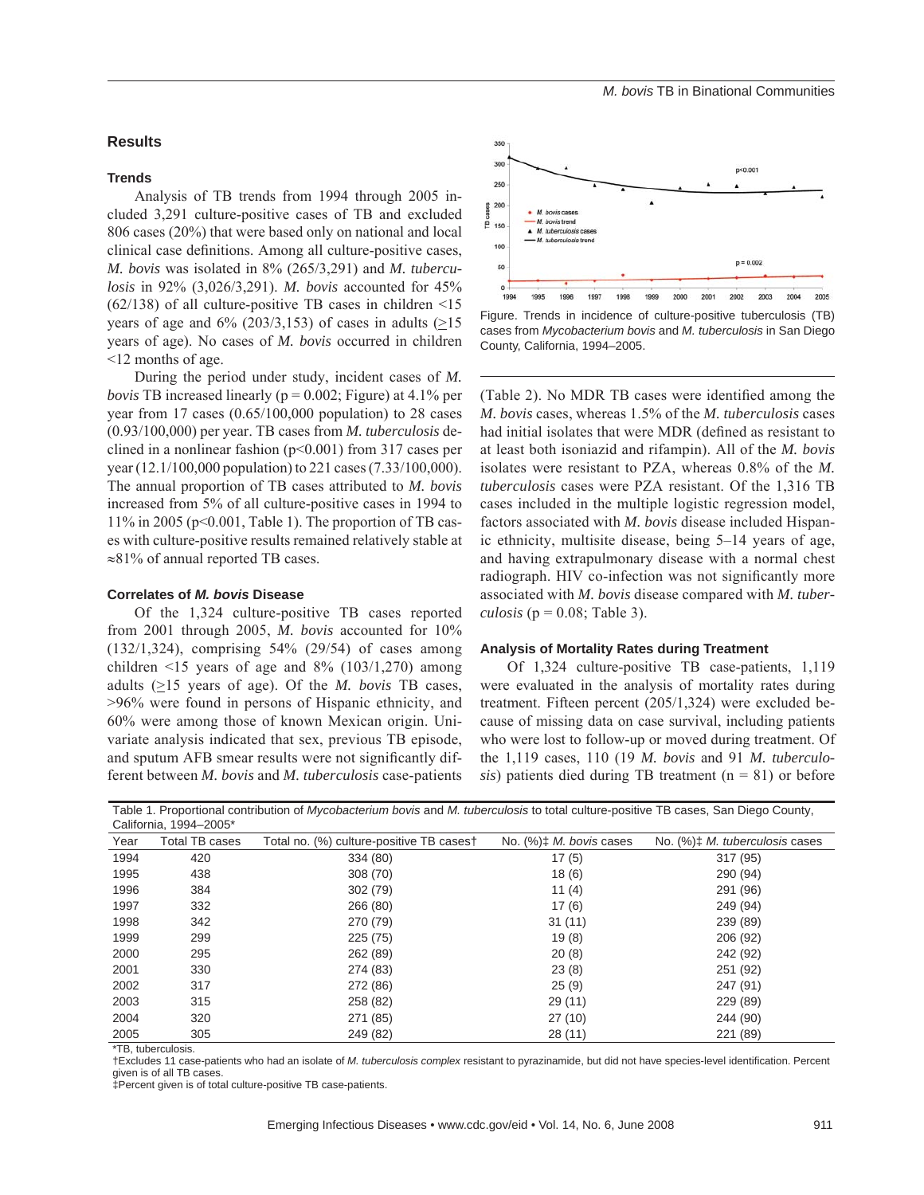## Results

### Trends

Analysis of TB trends from 1994 through 2005 included 3,291 culture-positive cases of TB and excluded 806 cases (20%) that were based only on national and local clinical case definitions. Among all culture-positive cases, *M. bovis* was isolated in 8% (265/3,291) and *M. tuberculosis* in 92% (3,026/3,291). *M. bovis* accounted for 45% (62/138) of all culture-positive TB cases in children <15 years of age and 6% (203/3,153) of cases in adults (≥15 years of age). No cases of *M. bovis* occurred in children <12 months of age.

During the period under study, incident cases of *M. bovis* TB increased linearly ($p = 0.002$; Figure) at 4.1% per year from 17 cases (0.65/100,000 population) to 28 cases (0.93/100,000) per year. TB cases from *M. tuberculosis* declined in a nonlinear fashion ($p<0.001$) from 317 cases per year (12.1/100,000 population) to 221 cases (7.33/100,000). The annual proportion of TB cases attributed to *M. bovis* increased from 5% of all culture-positive cases in 1994 to 11% in 2005 ($p<0.001$, Table 1). The proportion of TB cases with culture-positive results remained relatively stable at ≈81% of annual reported TB cases.

### Correlates of *M. bovis* Disease

Of the 1,324 culture-positive TB cases reported from 2001 through 2005, *M. bovis* accounted for 10% (132/1,324), comprising 54% (29/54) of cases among children <15 years of age and 8% (103/1,270) among adults (≥15 years of age). Of the *M. bovis* TB cases, >96% were found in persons of Hispanic ethnicity, and 60% were among those of known Mexican origin. Univariate analysis indicated that sex, previous TB episode, and sputum AFB smear results were not significantly different between *M. bovis* and *M. tuberculosis* case-patients (Table 2). No MDR TB cases were identified among the *M. bovis* cases, whereas 1.5% of the *M. tuberculosis* cases had initial isolates that were MDR (defined as resistant to at least both isoniazid and rifampin). All of the *M. bovis* isolates were resistant to PZA, whereas 0.8% of the *M. tuberculosis* cases were PZA resistant. Of the 1,316 TB cases included in the multiple logistic regression model, factors associated with *M. bovis* disease included Hispanic ethnicity, multisite disease, being 5–14 years of age, and having extrapulmonary disease with a normal chest radiograph. HIV co-infection was not significantly more associated with *M. bovis* disease compared with *M. tuberculosis* ($p = 0.08$; Table 3).

Figure. Trends in incidence of culture-positive tuberculosis (TB) cases from *Mycobacterium bovis* and *M. tuberculosis* in San Diego County, California, 1994–2005.

### Analysis of Mortality Rates during Treatment

Of 1,324 culture-positive TB case-patients, 1,119 were evaluated in the analysis of mortality rates during treatment. Fifteen percent (205/1,324) were excluded because of missing data on case survival, including patients who were lost to follow-up or moved during treatment. Of the 1,119 cases, 110 (19 *M. bovis* and 91 *M. tuberculosis*) patients died during TB treatment ($n = 81$) or before

Table 1. Proportional contribution of *Mycobacterium bovis* and *M. tuberculosis* to total culture-positive TB cases, San Diego County, California, 1994–2005*

| Year | Total TB cases | Total no. (%) culture-positive TB cases† | No. (%)‡ *M. bovis* cases | No. (%)‡ *M. tuberculosis* cases |
|---|---|---|---|---|
| 1994 | 420 | 334 (80) | 17 (5) | 317 (95) |
| 1995 | 438 | 308 (70) | 18 (6) | 290 (94) |
| 1996 | 384 | 302 (79) | 11 (4) | 291 (96) |
| 1997 | 332 | 266 (80) | 17 (6) | 249 (94) |
| 1998 | 342 | 270 (79) | 31 (11) | 239 (89) |
| 1999 | 299 | 225 (75) | 19 (8) | 206 (92) |
| 2000 | 295 | 262 (89) | 20 (8) | 242 (92) |
| 2001 | 330 | 274 (83) | 23 (8) | 251 (92) |
| 2002 | 317 | 272 (86) | 25 (9) | 247 (91) |
| 2003 | 315 | 258 (82) | 29 (11) | 229 (89) |
| 2004 | 320 | 271 (85) | 27 (10) | 244 (90) |
| 2005 | 305 | 249 (82) | 28 (11) | 221 (89) |

*TB, tuberculosis.
†Excludes 11 case-patients who had an isolate of *M. tuberculosis complex* resistant to pyrazinamide, but did not have species-level identification. Percent given is of all TB cases.
‡Percent given is of total culture-positive TB case-patients.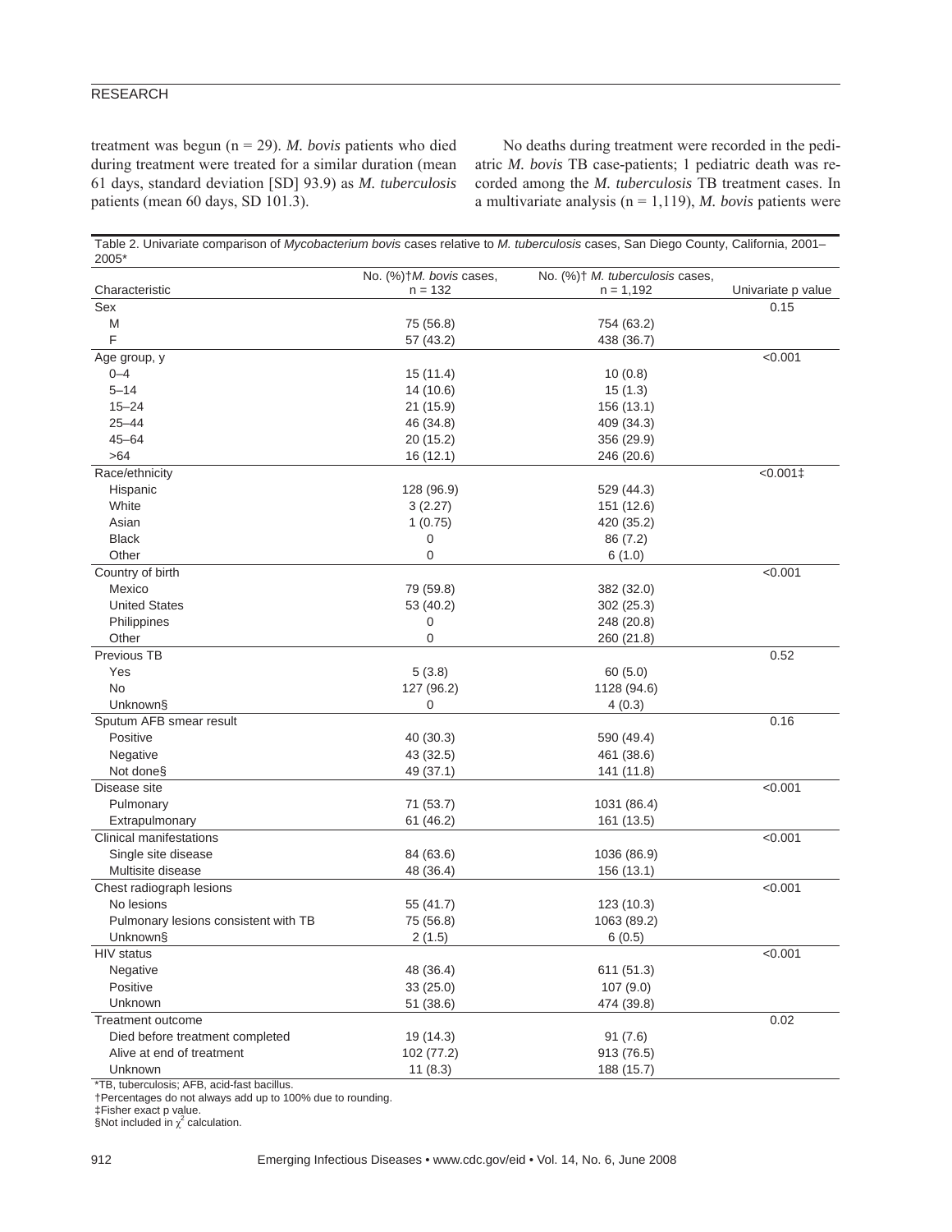treatment was begun (n = 29). *M. bovis* patients who died during treatment were treated for a similar duration (mean 61 days, standard deviation [SD] 93.9) as *M. tuberculosis* patients (mean 60 days, SD 101.3).

No deaths during treatment were recorded in the pediatric *M. bovis* TB case-patients; 1 pediatric death was recorded among the *M. tuberculosis* TB treatment cases. In a multivariate analysis (n = 1,119), *M. bovis* patients were

Table 2. Univariate comparison of *Mycobacterium bovis* cases relative to *M. tuberculosis* cases, San Diego County, California, 2001–2005*

| Characteristic | No. (%)† *M. bovis* cases, n = 132 | No. (%)† *M. tuberculosis* cases, n = 1,192 | Univariate p value |
|---|---|---|---|
| Sex | | | 0.15 |
| M | 75 (56.8) | 754 (63.2) | |
| F | 57 (43.2) | 438 (36.7) | |
| Age group, y | | | <0.001 |
| 0–4 | 15 (11.4) | 10 (0.8) | |
| 5–14 | 14 (10.6) | 15 (1.3) | |
| 15–24 | 21 (15.9) | 156 (13.1) | |
| 25–44 | 46 (34.8) | 409 (34.3) | |
| 45–64 | 20 (15.2) | 356 (29.9) | |
| >64 | 16 (12.1) | 246 (20.6) | |
| Race/ethnicity | | | <0.001‡ |
| Hispanic | 128 (96.9) | 529 (44.3) | |
| White | 3 (2.27) | 151 (12.6) | |
| Asian | 1 (0.75) | 420 (35.2) | |
| Black | 0 | 86 (7.2) | |
| Other | 0 | 6 (1.0) | |
| Country of birth | | | <0.001 |
| Mexico | 79 (59.8) | 382 (32.0) | |
| United States | 53 (40.2) | 302 (25.3) | |
| Philippines | 0 | 248 (20.8) | |
| Other | 0 | 260 (21.8) | |
| Previous TB | | | 0.52 |
| Yes | 5 (3.8) | 60 (5.0) | |
| No | 127 (96.2) | 1128 (94.6) | |
| Unknown§ | 0 | 4 (0.3) | |
| Sputum AFB smear result | | | 0.16 |
| Positive | 40 (30.3) | 590 (49.4) | |
| Negative | 43 (32.5) | 461 (38.6) | |
| Not done§ | 49 (37.1) | 141 (11.8) | |
| Disease site | | | <0.001 |
| Pulmonary | 71 (53.7) | 1031 (86.4) | |
| Extrapulmonary | 61 (46.2) | 161 (13.5) | |
| Clinical manifestations | | | <0.001 |
| Single site disease | 84 (63.6) | 1036 (86.9) | |
| Multisite disease | 48 (36.4) | 156 (13.1) | |
| Chest radiograph lesions | | | <0.001 |
| No lesions | 55 (41.7) | 123 (10.3) | |
| Pulmonary lesions consistent with TB | 75 (56.8) | 1063 (89.2) | |
| Unknown§ | 2 (1.5) | 6 (0.5) | |
| HIV status | | | <0.001 |
| Negative | 48 (36.4) | 611 (51.3) | |
| Positive | 33 (25.0) | 107 (9.0) | |
| Unknown | 51 (38.6) | 474 (39.8) | |
| Treatment outcome | | | 0.02 |
| Died before treatment completed | 19 (14.3) | 91 (7.6) | |
| Alive at end of treatment | 102 (77.2) | 913 (76.5) | |
| Unknown | 11 (8.3) | 188 (15.7) | |

*TB, tuberculosis; AFB, acid-fast bacillus.
†Percentages do not always add up to 100% due to rounding.
‡Fisher exact p value.
§Not included in $\chi^2$ calculation.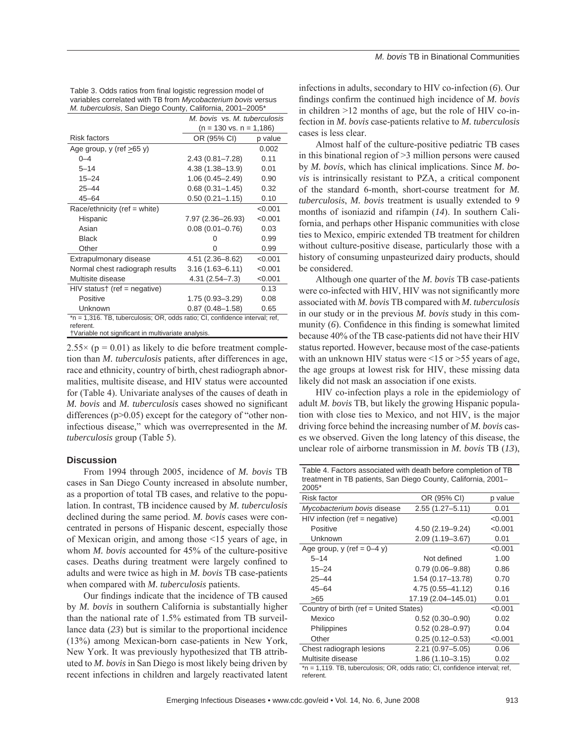Table 3. Odds ratios from final logistic regression model of variables correlated with TB from *Mycobacterium bovis* versus *M. tuberculosis*, San Diego County, California, 2001–2005*

| Risk factors | *M. bovis* vs. *M. tuberculosis* (n = 130 vs. n = 1,186) OR (95% CI) | p value |
|---|---|---|
| Age group, y (ref >65 y) | | 0.002 |
| 0–4 | 2.43 (0.81–7.28) | 0.11 |
| 5–14 | 4.38 (1.38–13.9) | 0.01 |
| 15–24 | 1.06 (0.45–2.49) | 0.90 |
| 25–44 | 0.68 (0.31–1.45) | 0.32 |
| 45–64 | 0.50 (0.21–1.15) | 0.10 |
| Race/ethnicity (ref = white) | | <0.001 |
| Hispanic | 7.97 (2.36–26.93) | <0.001 |
| Asian | 0.08 (0.01–0.76) | 0.03 |
| Black | 0 | 0.99 |
| Other | 0 | 0.99 |
| Extrapulmonary disease | 4.51 (2.36–8.62) | <0.001 |
| Normal chest radiograph results | 3.16 (1.63–6.11) | <0.001 |
| Multisite disease | 4.31 (2.54–7.3) | <0.001 |
| HIV status† (ref = negative) | | 0.13 |
| Positive | 1.75 (0.93–3.29) | 0.08 |
| Unknown | 0.87 (0.48–1.58) | 0.65 |

*n = 1,316. TB, tuberculosis; OR, odds ratio; CI, confidence interval; ref, referent.
†Variable not significant in multivariate analysis.

2.55× (p = 0.01) as likely to die before treatment completion than *M. tuberculosis* patients, after differences in age, race and ethnicity, country of birth, chest radiograph abnormalities, multisite disease, and HIV status were accounted for (Table 4). Univariate analyses of the causes of death in *M. bovis* and *M. tuberculosis* cases showed no significant differences (p>0.05) except for the category of "other noninfectious disease," which was overrepresented in the *M. tuberculosis* group (Table 5).

## Discussion

From 1994 through 2005, incidence of *M. bovis* TB cases in San Diego County increased in absolute number, as a proportion of total TB cases, and relative to the population. In contrast, TB incidence caused by *M. tuberculosis* declined during the same period. *M. bovis* cases were concentrated in persons of Hispanic descent, especially those of Mexican origin, and among those <15 years of age, in whom *M. bovis* accounted for 45% of the culture-positive cases. Deaths during treatment were largely confined to adults and were twice as high in *M. bovis* TB case-patients when compared with *M. tuberculosis* patients.

Our findings indicate that the incidence of TB caused by *M. bovis* in southern California is substantially higher than the national rate of 1.5% estimated from TB surveillance data (*23*) but is similar to the proportional incidence (13%) among Mexican-born case-patients in New York, New York. It was previously hypothesized that TB attributed to *M. bovis* in San Diego is most likely being driven by recent infections in children and largely reactivated latent infections in adults, secondary to HIV co-infection (*6*). Our findings confirm the continued high incidence of *M. bovis* in children >12 months of age, but the role of HIV co-infection in *M. bovis* case-patients relative to *M. tuberculosis* cases is less clear.

Almost half of the culture-positive pediatric TB cases in this binational region of >3 million persons were caused by *M. bovis*, which has clinical implications. Since *M. bovis* is intrinsically resistant to PZA, a critical component of the standard 6-month, short-course treatment for *M. tuberculosis*, *M. bovis* treatment is usually extended to 9 months of isoniazid and rifampin (*14*). In southern California, and perhaps other Hispanic communities with close ties to Mexico, empiric extended TB treatment for children without culture-positive disease, particularly those with a history of consuming unpasteurized dairy products, should be considered.

Although one quarter of the *M. bovis* TB case-patients were co-infected with HIV, HIV was not significantly more associated with *M. bovis* TB compared with *M. tuberculosis* in our study or in the previous *M. bovis* study in this community (*6*). Confidence in this finding is somewhat limited because 40% of the TB case-patients did not have their HIV status reported. However, because most of the case-patients with an unknown HIV status were <15 or >55 years of age, the age groups at lowest risk for HIV, these missing data likely did not mask an association if one exists.

HIV co-infection plays a role in the epidemiology of adult *M. bovis* TB, but likely the growing Hispanic population with close ties to Mexico, and not HIV, is the major driving force behind the increasing number of *M. bovis* cases we observed. Given the long latency of this disease, the unclear role of airborne transmission in *M. bovis* TB (*13*),

Table 4. Factors associated with death before completion of TB treatment in TB patients, San Diego County, California, 2001–2005*

| Risk factor | OR (95% CI) | p value |
|---|---|---|
| *Mycobacterium bovis* disease | 2.55 (1.27–5.11) | 0.01 |
| HIV infection (ref = negative) | | <0.001 |
| Positive | 4.50 (2.19–9.24) | <0.001 |
| Unknown | 2.09 (1.19–3.67) | 0.01 |
| Age group, y (ref = 0–4 y) | | <0.001 |
| 5–14 | Not defined | 1.00 |
| 15–24 | 0.79 (0.06–9.88) | 0.86 |
| 25–44 | 1.54 (0.17–13.78) | 0.70 |
| 45–64 | 4.75 (0.55–41.12) | 0.16 |
| >65 | 17.19 (2.04–145.01) | 0.01 |
| Country of birth (ref = United States) | | <0.001 |
| Mexico | 0.52 (0.30–0.90) | 0.02 |
| Philippines | 0.52 (0.28–0.97) | 0.04 |
| Other | 0.25 (0.12–0.53) | <0.001 |
| Chest radiograph lesions | 2.21 (0.97–5.05) | 0.06 |
| Multisite disease | 1.86 (1.10–3.15) | 0.02 |

*n = 1,119. TB, tuberculosis; OR, odds ratio; CI, confidence interval; ref, referent.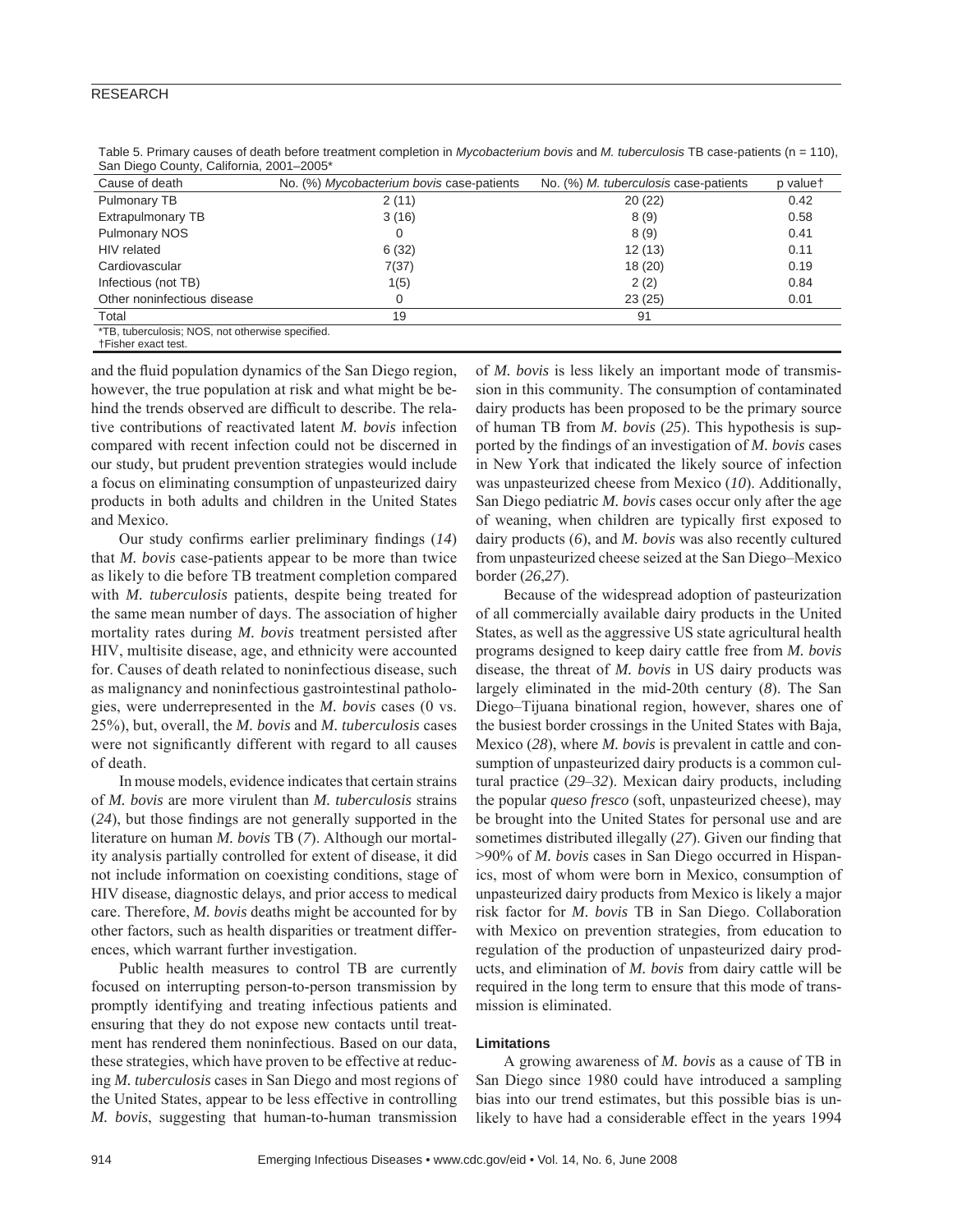Table 5. Primary causes of death before treatment completion in *Mycobacterium bovis* and *M. tuberculosis* TB case-patients (n = 110), San Diego County, California, 2001–2005*

| Cause of death | No. (%) *Mycobacterium bovis* case-patients | No. (%) *M. tuberculosis* case-patients | p value† |
|---|---|---|---|
| Pulmonary TB | 2 (11) | 20 (22) | 0.42 |
| Extrapulmonary TB | 3 (16) | 8 (9) | 0.58 |
| Pulmonary NOS | 0 | 8 (9) | 0.41 |
| HIV related | 6 (32) | 12 (13) | 0.11 |
| Cardiovascular | 7(37) | 18 (20) | 0.19 |
| Infectious (not TB) | 1(5) | 2 (2) | 0.84 |
| Other noninfectious disease | 0 | 23 (25) | 0.01 |
| Total | 19 | 91 | |

*TB, tuberculosis; NOS, not otherwise specified.
†Fisher exact test.

and the fluid population dynamics of the San Diego region, however, the true population at risk and what might be behind the trends observed are difficult to describe. The relative contributions of reactivated latent *M. bovis* infection compared with recent infection could not be discerned in our study, but prudent prevention strategies would include a focus on eliminating consumption of unpasteurized dairy products in both adults and children in the United States and Mexico.

Our study confirms earlier preliminary findings (*14*) that *M. bovis* case-patients appear to be more than twice as likely to die before TB treatment completion compared with *M. tuberculosis* patients, despite being treated for the same mean number of days. The association of higher mortality rates during *M. bovis* treatment persisted after HIV, multisite disease, age, and ethnicity were accounted for. Causes of death related to noninfectious disease, such as malignancy and noninfectious gastrointestinal pathologies, were underrepresented in the *M. bovis* cases (0 vs. 25%), but, overall, the *M. bovis* and *M. tuberculosis* cases were not significantly different with regard to all causes of death.

In mouse models, evidence indicates that certain strains of *M. bovis* are more virulent than *M. tuberculosis* strains (*24*), but those findings are not generally supported in the literature on human *M. bovis* TB (*7*). Although our mortality analysis partially controlled for extent of disease, it did not include information on coexisting conditions, stage of HIV disease, diagnostic delays, and prior access to medical care. Therefore, *M. bovis* deaths might be accounted for by other factors, such as health disparities or treatment differences, which warrant further investigation.

Public health measures to control TB are currently focused on interrupting person-to-person transmission by promptly identifying and treating infectious patients and ensuring that they do not expose new contacts until treatment has rendered them noninfectious. Based on our data, these strategies, which have proven to be effective at reducing *M. tuberculosis* cases in San Diego and most regions of the United States, appear to be less effective in controlling *M. bovis*, suggesting that human-to-human transmission of *M. bovis* is less likely an important mode of transmission in this community. The consumption of contaminated dairy products has been proposed to be the primary source of human TB from *M. bovis* (*25*). This hypothesis is supported by the findings of an investigation of *M. bovis* cases in New York that indicated the likely source of infection was unpasteurized cheese from Mexico (*10*). Additionally, San Diego pediatric *M. bovis* cases occur only after the age of weaning, when children are typically first exposed to dairy products (*6*), and *M. bovis* was also recently cultured from unpasteurized cheese seized at the San Diego–Mexico border (*26*,*27*).

Because of the widespread adoption of pasteurization of all commercially available dairy products in the United States, as well as the aggressive US state agricultural health programs designed to keep dairy cattle free from *M. bovis* disease, the threat of *M. bovis* in US dairy products was largely eliminated in the mid-20th century (*8*). The San Diego–Tijuana binational region, however, shares one of the busiest border crossings in the United States with Baja, Mexico (*28*), where *M. bovis* is prevalent in cattle and consumption of unpasteurized dairy products is a common cultural practice (*29*–*32*). Mexican dairy products, including the popular *queso fresco* (soft, unpasteurized cheese), may be brought into the United States for personal use and are sometimes distributed illegally (*27*). Given our finding that >90% of *M. bovis* cases in San Diego occurred in Hispanics, most of whom were born in Mexico, consumption of unpasteurized dairy products from Mexico is likely a major risk factor for *M. bovis* TB in San Diego. Collaboration with Mexico on prevention strategies, from education to regulation of the production of unpasteurized dairy products, and elimination of *M. bovis* from dairy cattle will be required in the long term to ensure that this mode of transmission is eliminated.

### Limitations

A growing awareness of *M. bovis* as a cause of TB in San Diego since 1980 could have introduced a sampling bias into our trend estimates, but this possible bias is unlikely to have had a considerable effect in the years 1994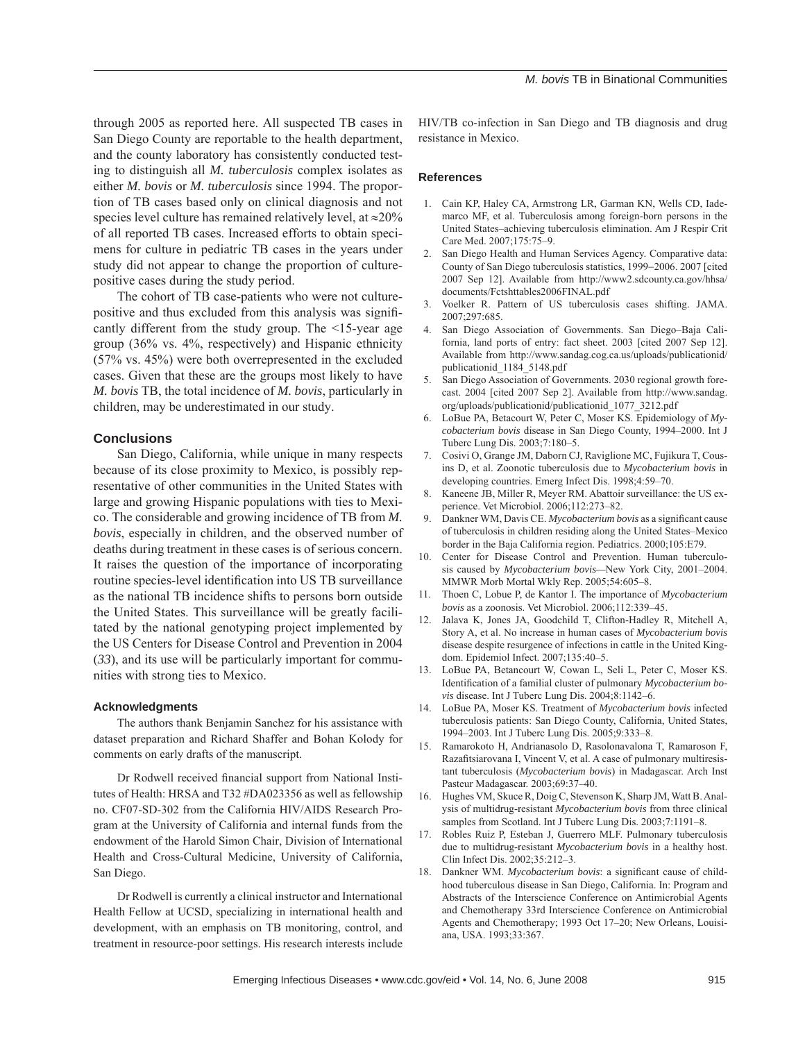through 2005 as reported here. All suspected TB cases in San Diego County are reportable to the health department, and the county laboratory has consistently conducted testing to distinguish all *M. tuberculosis* complex isolates as either *M. bovis* or *M. tuberculosis* since 1994. The proportion of TB cases based only on clinical diagnosis and not species level culture has remained relatively level, at ≈20% of all reported TB cases. Increased efforts to obtain specimens for culture in pediatric TB cases in the years under study did not appear to change the proportion of culture-positive cases during the study period.

The cohort of TB case-patients who were not culture-positive and thus excluded from this analysis was significantly different from the study group. The <15-year age group (36% vs. 4%, respectively) and Hispanic ethnicity (57% vs. 45%) were both overrepresented in the excluded cases. Given that these are the groups most likely to have *M. bovis* TB, the total incidence of *M. bovis*, particularly in children, may be underestimated in our study.

## Conclusions

San Diego, California, while unique in many respects because of its close proximity to Mexico, is possibly representative of other communities in the United States with large and growing Hispanic populations with ties to Mexico. The considerable and growing incidence of TB from *M. bovis*, especially in children, and the observed number of deaths during treatment in these cases is of serious concern. It raises the question of the importance of incorporating routine species-level identification into US TB surveillance as the national TB incidence shifts to persons born outside the United States. This surveillance will be greatly facilitated by the national genotyping project implemented by the US Centers for Disease Control and Prevention in 2004 (*33*), and its use will be particularly important for communities with strong ties to Mexico.

### Acknowledgments

The authors thank Benjamin Sanchez for his assistance with dataset preparation and Richard Shaffer and Bohan Kolody for comments on early drafts of the manuscript.

Dr Rodwell received financial support from National Institutes of Health: HRSA and T32 #DA023356 as well as fellowship no. CF07-SD-302 from the California HIV/AIDS Research Program at the University of California and internal funds from the endowment of the Harold Simon Chair, Division of International Health and Cross-Cultural Medicine, University of California, San Diego.

Dr Rodwell is currently a clinical instructor and International Health Fellow at UCSD, specializing in international health and development, with an emphasis on TB monitoring, control, and treatment in resource-poor settings. His research interests include HIV/TB co-infection in San Diego and TB diagnosis and drug resistance in Mexico.

### References

1. Cain KP, Haley CA, Armstrong LR, Garman KN, Wells CD, Iademarco MF, et al. Tuberculosis among foreign-born persons in the United States–achieving tuberculosis elimination. Am J Respir Crit Care Med. 2007;175:75–9.
2. San Diego Health and Human Services Agency. Comparative data: County of San Diego tuberculosis statistics, 1999–2006. 2007 [cited 2007 Sep 12]. Available from http://www2.sdcounty.ca.gov/hhsa/documents/Fctshttables2006FINAL.pdf
3. Voelker R. Pattern of US tuberculosis cases shifting. JAMA. 2007;297:685.
4. San Diego Association of Governments. San Diego–Baja California, land ports of entry: fact sheet. 2003 [cited 2007 Sep 12]. Available from http://www.sandag.cog.ca.us/uploads/publicationid/publicationid_1184_5148.pdf
5. San Diego Association of Governments. 2030 regional growth forecast. 2004 [cited 2007 Sep 2]. Available from http://www.sandag.org/uploads/publicationid/publicationid_1077_3212.pdf
6. LoBue PA, Betacourt W, Peter C, Moser KS. Epidemiology of *Mycobacterium bovis* disease in San Diego County, 1994–2000. Int J Tuberc Lung Dis. 2003;7:180–5.
7. Cosivi O, Grange JM, Daborn CJ, Raviglione MC, Fujikura T, Cousins D, et al. Zoonotic tuberculosis due to *Mycobacterium bovis* in developing countries. Emerg Infect Dis. 1998;4:59–70.
8. Kaneene JB, Miller R, Meyer RM. Abattoir surveillance: the US experience. Vet Microbiol. 2006;112:273–82.
9. Dankner WM, Davis CE. *Mycobacterium bovis* as a significant cause of tuberculosis in children residing along the United States–Mexico border in the Baja California region. Pediatrics. 2000;105:E79.
10. Center for Disease Control and Prevention. Human tuberculosis caused by *Mycobacterium bovis*—New York City, 2001–2004. MMWR Morb Mortal Wkly Rep. 2005;54:605–8.
11. Thoen C, Lobue P, de Kantor I. The importance of *Mycobacterium bovis* as a zoonosis. Vet Microbiol. 2006;112:339–45.
12. Jalava K, Jones JA, Goodchild T, Clifton-Hadley R, Mitchell A, Story A, et al. No increase in human cases of *Mycobacterium bovis* disease despite resurgence of infections in cattle in the United Kingdom. Epidemiol Infect. 2007;135:40–5.
13. LoBue PA, Betancourt W, Cowan L, Seli L, Peter C, Moser KS. Identification of a familial cluster of pulmonary *Mycobacterium bovis* disease. Int J Tuberc Lung Dis. 2004;8:1142–6.
14. LoBue PA, Moser KS. Treatment of *Mycobacterium bovis* infected tuberculosis patients: San Diego County, California, United States, 1994–2003. Int J Tuberc Lung Dis. 2005;9:333–8.
15. Ramarokoto H, Andrianasolo D, Rasolonavalona T, Ramaroson F, Razafitsiarovana I, Vincent V, et al. A case of pulmonary multiresistant tuberculosis (*Mycobacterium bovis*) in Madagascar. Arch Inst Pasteur Madagascar. 2003;69:37–40.
16. Hughes VM, Skuce R, Doig C, Stevenson K, Sharp JM, Watt B. Analysis of multidrug-resistant *Mycobacterium bovis* from three clinical samples from Scotland. Int J Tuberc Lung Dis. 2003;7:1191–8.
17. Robles Ruiz P, Esteban J, Guerrero MLF. Pulmonary tuberculosis due to multidrug-resistant *Mycobacterium bovis* in a healthy host. Clin Infect Dis. 2002;35:212–3.
18. Dankner WM. *Mycobacterium bovis*: a significant cause of childhood tuberculous disease in San Diego, California. In: Program and Abstracts of the Interscience Conference on Antimicrobial Agents and Chemotherapy 33rd Interscience Conference on Antimicrobial Agents and Chemotherapy; 1993 Oct 17–20; New Orleans, Louisiana, USA. 1993;33:367.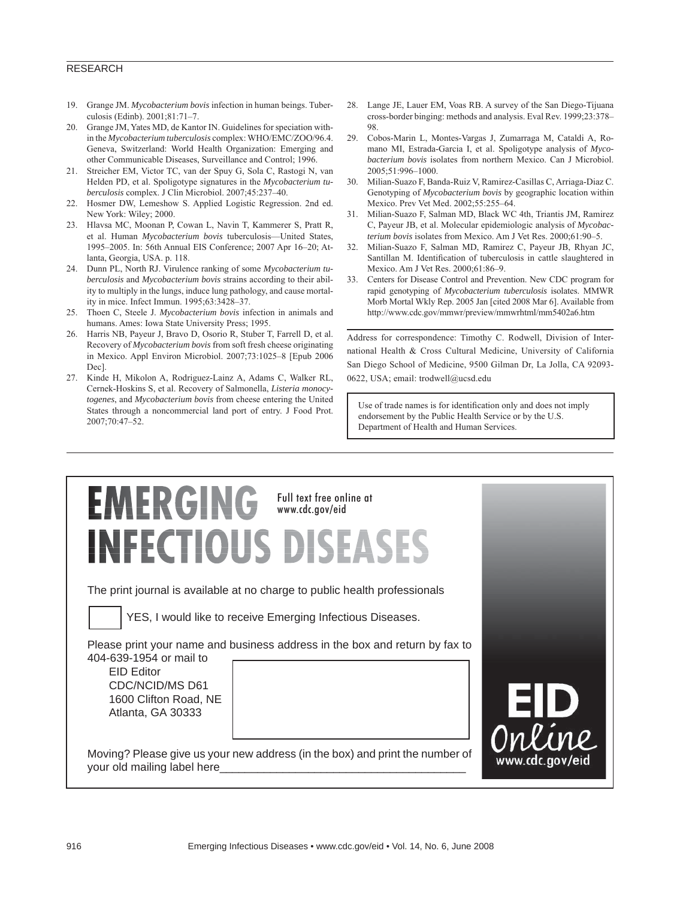19. Grange JM. *Mycobacterium bovis* infection in human beings. Tuberculosis (Edinb). 2001;81:71–7.
20. Grange JM, Yates MD, de Kantor IN. Guidelines for speciation within the *Mycobacterium tuberculosis* complex: WHO/EMC/ZOO/96.4. Geneva, Switzerland: World Health Organization: Emerging and other Communicable Diseases, Surveillance and Control; 1996.
21. Streicher EM, Victor TC, van der Spuy G, Sola C, Rastogi N, van Helden PD, et al. Spoligotype signatures in the *Mycobacterium tuberculosis* complex. J Clin Microbiol. 2007;45:237–40.
22. Hosmer DW, Lemeshow S. Applied Logistic Regression. 2nd ed. New York: Wiley; 2000.
23. Hlavsa MC, Moonan P, Cowan L, Navin T, Kammerer S, Pratt R, et al. Human *Mycobacterium bovis* tuberculosis—United States, 1995–2005. In: 56th Annual EIS Conference; 2007 Apr 16–20; Atlanta, Georgia, USA. p. 118.
24. Dunn PL, North RJ. Virulence ranking of some *Mycobacterium tuberculosis* and *Mycobacterium bovis* strains according to their ability to multiply in the lungs, induce lung pathology, and cause mortality in mice. Infect Immun. 1995;63:3428–37.
25. Thoen C, Steele J. *Mycobacterium bovis* infection in animals and humans. Ames: Iowa State University Press; 1995.
26. Harris NB, Payeur J, Bravo D, Osorio R, Stuber T, Farrell D, et al. Recovery of *Mycobacterium bovis* from soft fresh cheese originating in Mexico. Appl Environ Microbiol. 2007;73:1025–8 [Epub 2006 Dec].
27. Kinde H, Mikolon A, Rodriguez-Lainz A, Adams C, Walker RL, Cernek-Hoskins S, et al. Recovery of Salmonella, *Listeria monocytogenes*, and *Mycobacterium bovis* from cheese entering the United States through a noncommercial land port of entry. J Food Prot. 2007;70:47–52.
28. Lange JE, Lauer EM, Voas RB. A survey of the San Diego-Tijuana cross-border binging: methods and analysis. Eval Rev. 1999;23:378–98.
29. Cobos-Marin L, Montes-Vargas J, Zumarraga M, Cataldi A, Romano MI, Estrada-Garcia I, et al. Spoligotype analysis of *Mycobacterium bovis* isolates from northern Mexico. Can J Microbiol. 2005;51:996–1000.
30. Milian-Suazo F, Banda-Ruiz V, Ramirez-Casillas C, Arriaga-Diaz C. Genotyping of *Mycobacterium bovis* by geographic location within Mexico. Prev Vet Med. 2002;55:255–64.
31. Milian-Suazo F, Salman MD, Black WC 4th, Triantis JM, Ramirez C, Payeur JB, et al. Molecular epidemiologic analysis of *Mycobacterium bovis* isolates from Mexico. Am J Vet Res. 2000;61:90–5.
32. Milian-Suazo F, Salman MD, Ramirez C, Payeur JB, Rhyan JC, Santillan M. Identification of tuberculosis in cattle slaughtered in Mexico. Am J Vet Res. 2000;61:86–9.
33. Centers for Disease Control and Prevention. New CDC program for rapid genotyping of *Mycobacterium tuberculosis* isolates. MMWR Morb Mortal Wkly Rep. 2005 Jan [cited 2008 Mar 6]. Available from http://www.cdc.gov/mmwr/preview/mmwrhtml/mm5402a6.htm

Address for correspondence: Timothy C. Rodwell, Division of International Health & Cross Cultural Medicine, University of California San Diego School of Medicine, 9500 Gilman Dr, La Jolla, CA 92093-0622, USA; email: trodwell@ucsd.edu

Use of trade names is for identification only and does not imply endorsement by the Public Health Service or by the U.S. Department of Health and Human Services.

# EMERGING INFECTIOUS DISEASES

Full text free online at www.cdc.gov/eid

The print journal is available at no charge to public health professionals

☐ YES, I would like to receive Emerging Infectious Diseases.

Please print your name and business address in the box and return by fax to 404-639-1954 or mail to

EID Editor
CDC/NCID/MS D61
1600 Clifton Road, NE
Atlanta, GA 30333

Moving? Please give us your new address (in the box) and print the number of your old mailing label here\_\_\_\_\_\_\_\_\_\_\_\_\_\_\_\_\_\_\_\_\_\_\_\_\_\_\_\_\_\_\_\_\_\_\_\_\_\_\_\_

EID Online
www.cdc.gov/eid